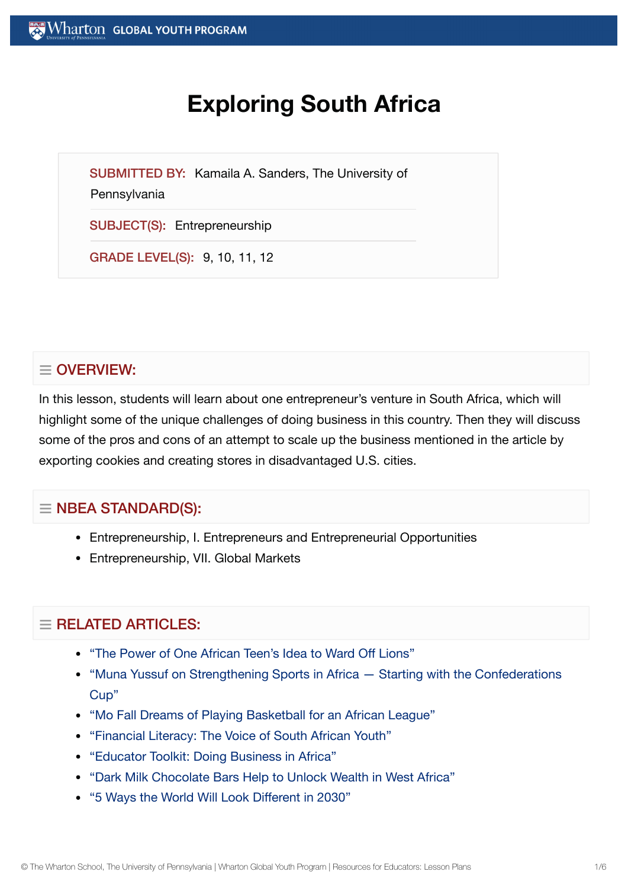# Exploring South Africa

**SUBMITTED BY:** Kamaila A. Sanders, The University of Pennsylvania

**SUBJECT(S):** Entrepreneurship

**GRADE LEVEL(S):** 9, 10, 11, 12

## OVERVIEW:

In this lesson, students will learn about one entrepreneur's venture in South Africa, which will highlight some of the unique challenges of doing business in this country. Then they will discuss some of the pros and cons of an attempt to scale up the business mentioned in the article by exporting cookies and creating stores in disadvantaged U.S. cities.

## NBEA STANDARD(S):

- Entrepreneurship, I. Entrepreneurs and Entrepreneurial Opportunities
- Entrepreneurship, VII. Global Markets

## RELATED ARTICLES:

- "The Power of One African Teen's Idea to Ward Off Lions"
- "Muna Yussuf on Strengthening Sports in Africa — Starting with the Confederations Cup"
- "Mo Fall Dreams of Playing Basketball for an African League"
- "Financial Literacy: The Voice of South African Youth"
- "Educator Toolkit: Doing Business in Africa"
- "Dark Milk Chocolate Bars Help to Unlock Wealth in West Africa"
- "5 Ways the World Will Look Different in 2030"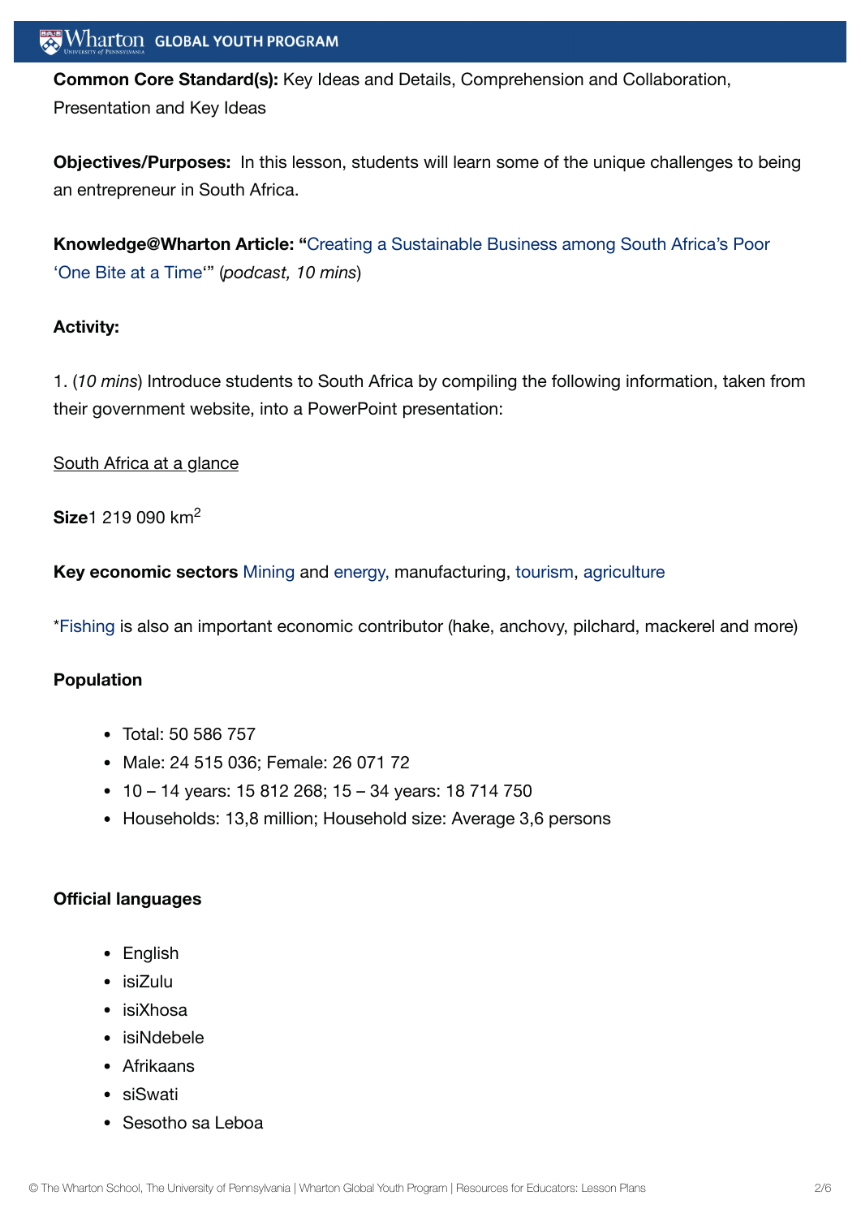**Common Core Standard(s):** Key Ideas and Details, Comprehension and Collaboration, Presentation and Key Ideas

**Objectives/Purposes:** In this lesson, students will learn some of the unique challenges to being an entrepreneur in South Africa.

**Knowledge@Wharton Article:** "Creating a Sustainable Business among South Africa's Poor 'One Bite at a Time'" (*podcast, 10 mins*)

**Activity:**

1. (*10 mins*) Introduce students to South Africa by compiling the following information, taken from their government website, into a PowerPoint presentation:

South Africa at a glance

**Size**1 219 090 km$^2$

**Key economic sectors** Mining and energy, manufacturing, tourism, agriculture

*Fishing is also an important economic contributor (hake, anchovy, pilchard, mackerel and more)

**Population**

- Total: 50 586 757
- Male: 24 515 036; Female: 26 071 72
- 10 – 14 years: 15 812 268; 15 – 34 years: 18 714 750
- Households: 13,8 million; Household size: Average 3,6 persons

**Official languages**

- English
- isiZulu
- isiXhosa
- isiNdebele
- Afrikaans
- siSwati
- Sesotho sa Leboa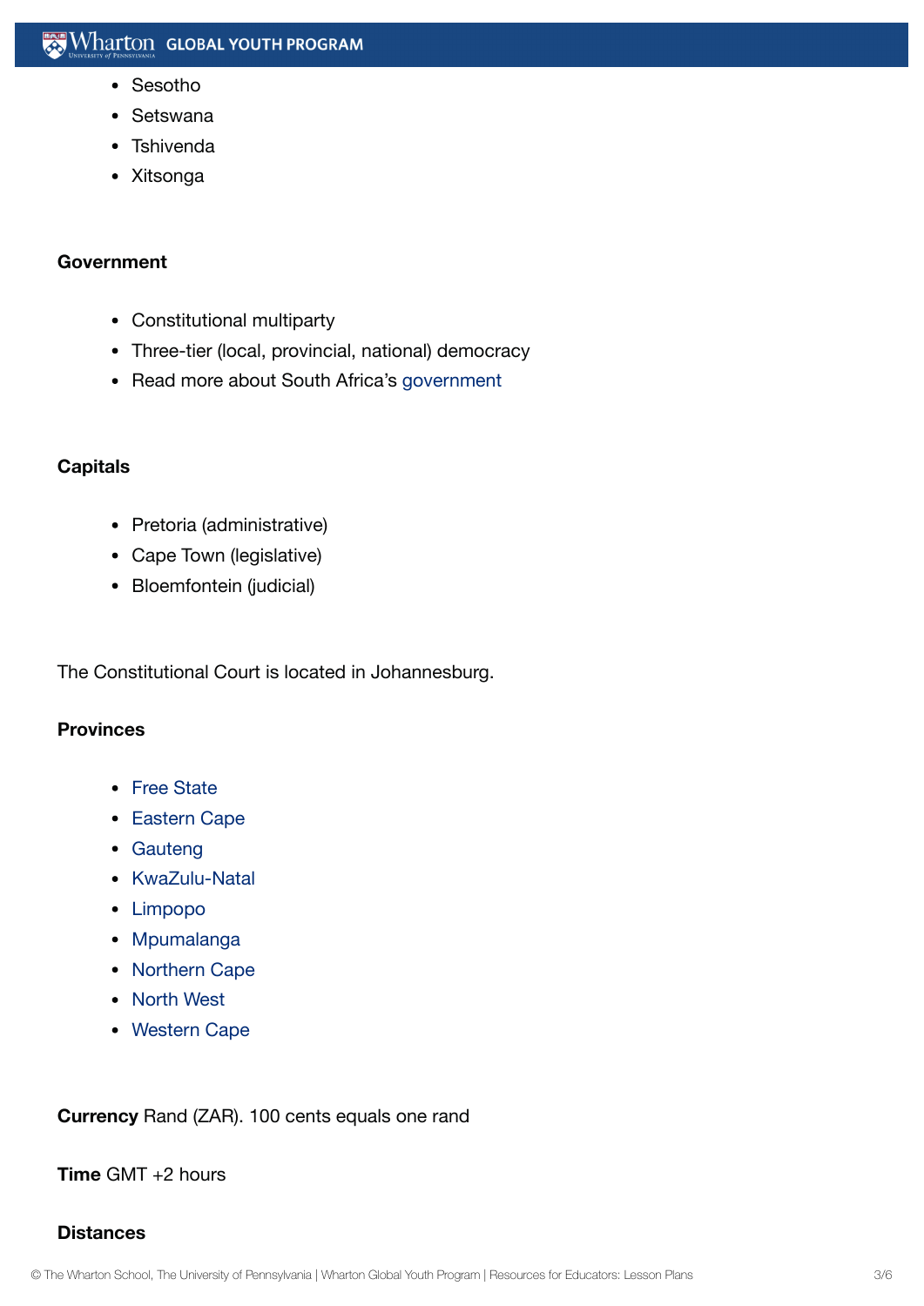- Sesotho
- Setswana
- Tshivenda
- Xitsonga

**Government**

- Constitutional multiparty
- Three-tier (local, provincial, national) democracy
- Read more about South Africa's government

**Capitals**

- Pretoria (administrative)
- Cape Town (legislative)
- Bloemfontein (judicial)

The Constitutional Court is located in Johannesburg.

**Provinces**

- Free State
- Eastern Cape
- Gauteng
- KwaZulu-Natal
- Limpopo
- Mpumalanga
- Northern Cape
- North West
- Western Cape

**Currency** Rand (ZAR). 100 cents equals one rand

**Time** GMT +2 hours

**Distances**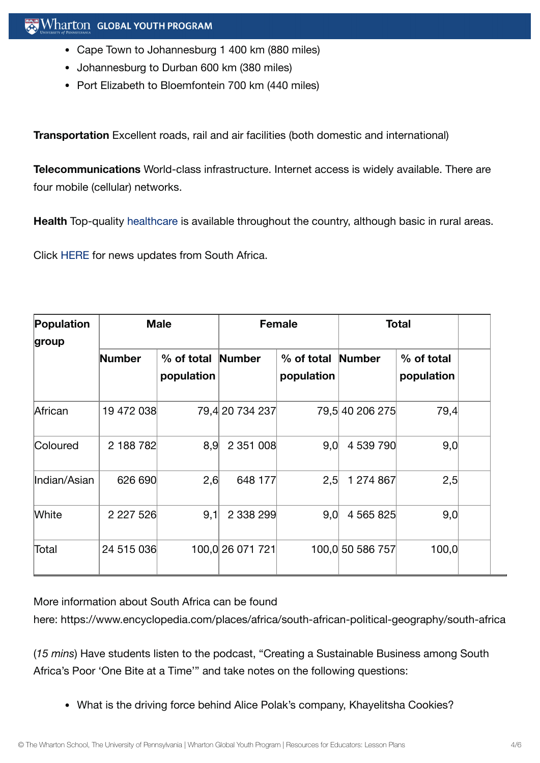- Cape Town to Johannesburg 1 400 km (880 miles)
- Johannesburg to Durban 600 km (380 miles)
- Port Elizabeth to Bloemfontein 700 km (440 miles)

**Transportation** Excellent roads, rail and air facilities (both domestic and international)

**Telecommunications** World-class infrastructure. Internet access is widely available. There are four mobile (cellular) networks.

**Health** Top-quality healthcare is available throughout the country, although basic in rural areas.

Click HERE for news updates from South Africa.

| Population group | Male | | Female | | Total | | |
|---|---|---|---|---|---|---|---|
| | Number | % of total population | Number | % of total population | Number | % of total population | |
| African | 19 472 038 | 79,4 | 20 734 237 | 79,5 | 40 206 275 | 79,4 | |
| Coloured | 2 188 782 | 8,9 | 2 351 008 | 9,0 | 4 539 790 | 9,0 | |
| Indian/Asian | 626 690 | 2,6 | 648 177 | 2,5 | 1 274 867 | 2,5 | |
| White | 2 227 526 | 9,1 | 2 338 299 | 9,0 | 4 565 825 | 9,0 | |
| Total | 24 515 036 | 100,0 | 26 071 721 | 100,0 | 50 586 757 | 100,0 | |

More information about South Africa can be found here: https://www.encyclopedia.com/places/africa/south-african-political-geography/south-africa

(*15 mins*) Have students listen to the podcast, “Creating a Sustainable Business among South Africa’s Poor ‘One Bite at a Time’” and take notes on the following questions:

- What is the driving force behind Alice Polak’s company, Khayelitsha Cookies?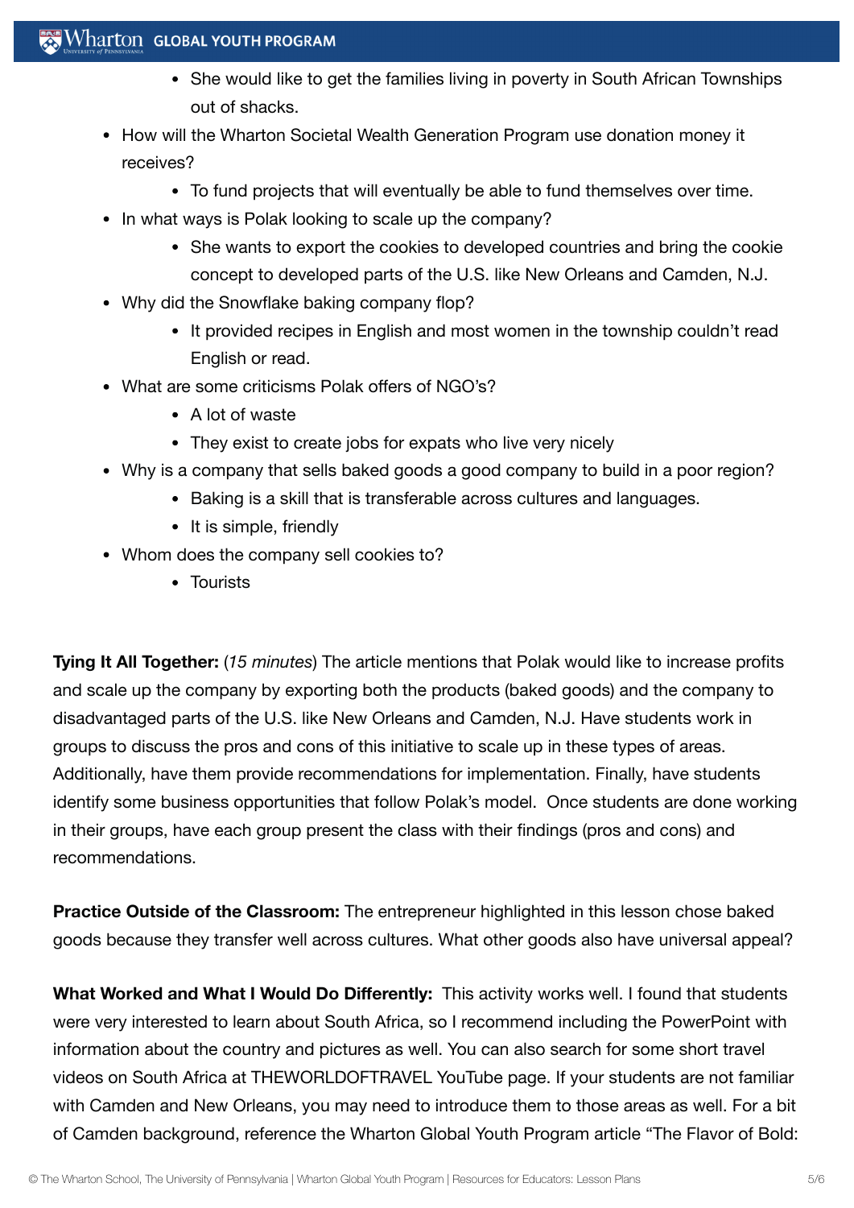- She would like to get the families living in poverty in South African Townships out of shacks.
- How will the Wharton Societal Wealth Generation Program use donation money it receives?
    - To fund projects that will eventually be able to fund themselves over time.
- In what ways is Polak looking to scale up the company?
    - She wants to export the cookies to developed countries and bring the cookie concept to developed parts of the U.S. like New Orleans and Camden, N.J.
- Why did the Snowflake baking company flop?
    - It provided recipes in English and most women in the township couldn't read English or read.
- What are some criticisms Polak offers of NGO's?
    - A lot of waste
    - They exist to create jobs for expats who live very nicely
- Why is a company that sells baked goods a good company to build in a poor region?
    - Baking is a skill that is transferable across cultures and languages.
    - It is simple, friendly
- Whom does the company sell cookies to?
    - Tourists

**Tying It All Together:** (*15 minutes*) The article mentions that Polak would like to increase profits and scale up the company by exporting both the products (baked goods) and the company to disadvantaged parts of the U.S. like New Orleans and Camden, N.J. Have students work in groups to discuss the pros and cons of this initiative to scale up in these types of areas. Additionally, have them provide recommendations for implementation. Finally, have students identify some business opportunities that follow Polak's model. Once students are done working in their groups, have each group present the class with their findings (pros and cons) and recommendations.

**Practice Outside of the Classroom:** The entrepreneur highlighted in this lesson chose baked goods because they transfer well across cultures. What other goods also have universal appeal?

**What Worked and What I Would Do Differently:** This activity works well. I found that students were very interested to learn about South Africa, so I recommend including the PowerPoint with information about the country and pictures as well. You can also search for some short travel videos on South Africa at THEWORLDOFTRAVEL YouTube page. If your students are not familiar with Camden and New Orleans, you may need to introduce them to those areas as well. For a bit of Camden background, reference the Wharton Global Youth Program article "The Flavor of Bold: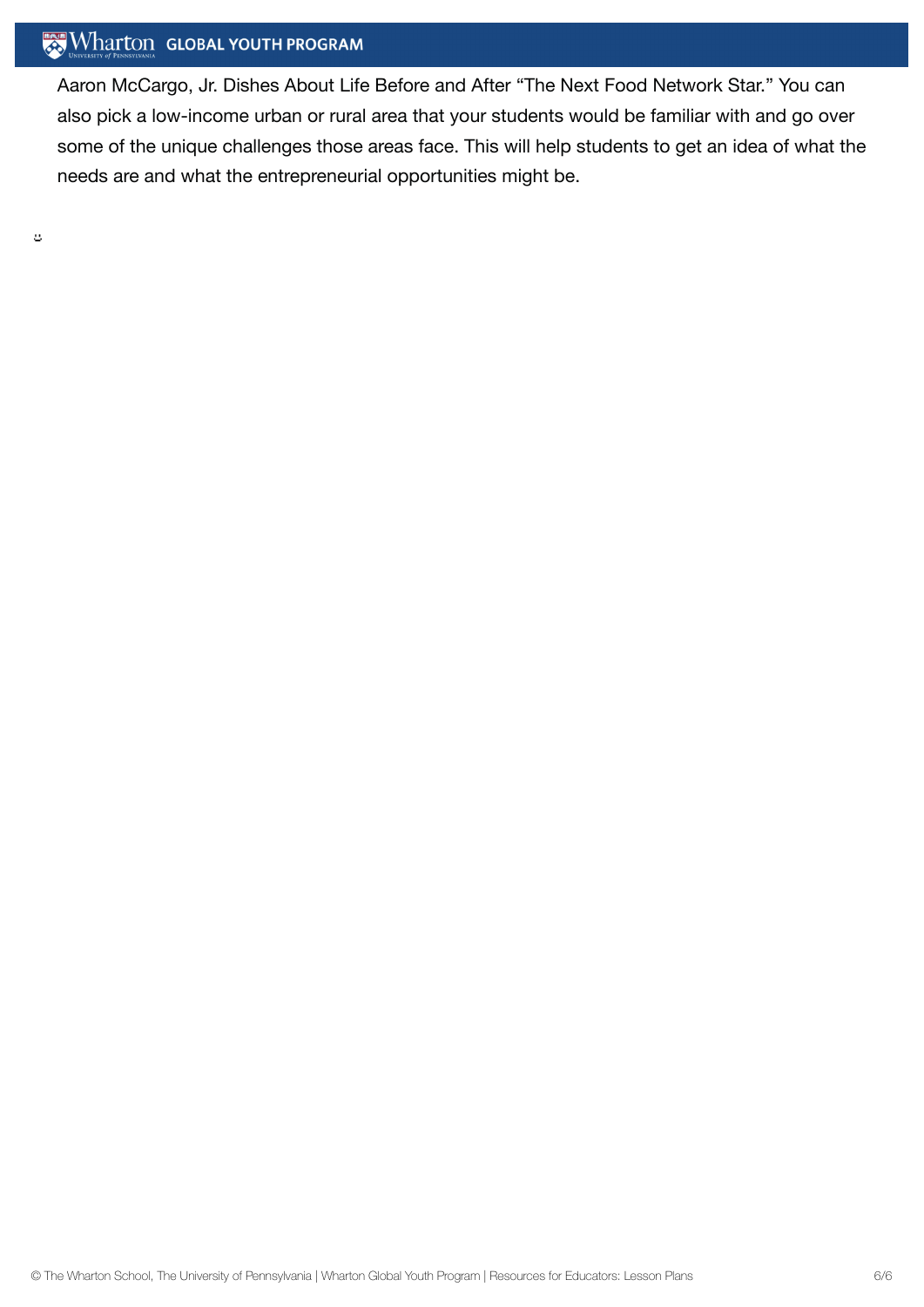Aaron McCargo, Jr. Dishes About Life Before and After "The Next Food Network Star." You can also pick a low-income urban or rural area that your students would be familiar with and go over some of the unique challenges those areas face. This will help students to get an idea of what the needs are and what the entrepreneurial opportunities might be.